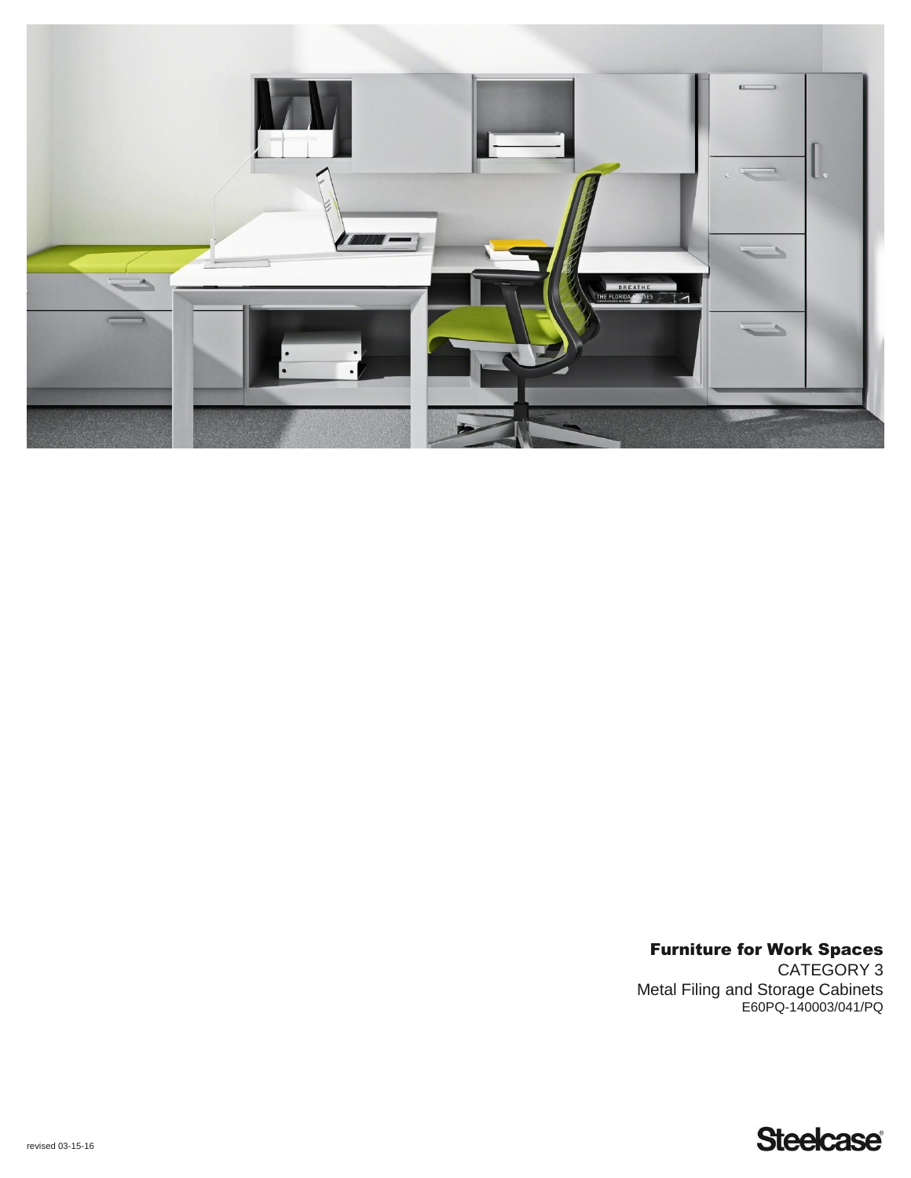# Furniture for Work Spaces

CATEGORY 3

Metal Filing and Storage Cabinets

E60PQ-140003/041/PQ

revised 03-15-16

Steelcase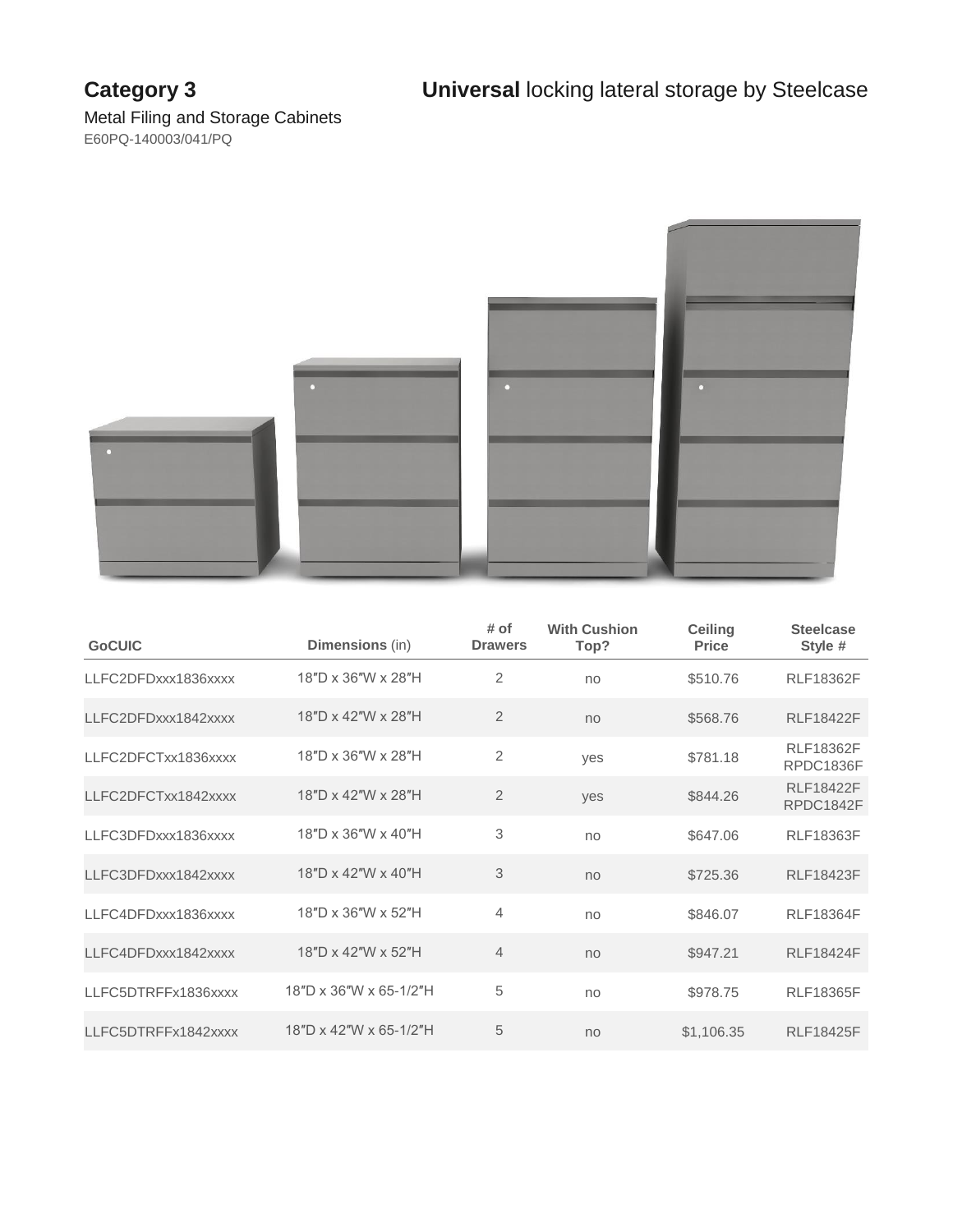**Category 3**

**Universal** locking lateral storage by Steelcase

Metal Filing and Storage Cabinets
E60PQ-140003/041/PQ

| GoCUIC | Dimensions (in) | # of Drawers | With Cushion Top? | Ceiling Price | Steelcase Style # |
|---|---|---|---|---|---|
| LLFC2DFDxxx1836xxxx | 18″D x 36″W x 28″H | 2 | no | $510.76 | RLF18362F |
| LLFC2DFDxxx1842xxxx | 18″D x 42″W x 28″H | 2 | no | $568.76 | RLF18422F |
| LLFC2DFCTxx1836xxxx | 18″D x 36″W x 28″H | 2 | yes | $781.18 | RLF18362F RPDC1836F |
| LLFC2DFCTxx1842xxxx | 18″D x 42″W x 28″H | 2 | yes | $844.26 | RLF18422F RPDC1842F |
| LLFC3DFDxxx1836xxxx | 18″D x 36″W x 40″H | 3 | no | $647.06 | RLF18363F |
| LLFC3DFDxxx1842xxxx | 18″D x 42″W x 40″H | 3 | no | $725.36 | RLF18423F |
| LLFC4DFDxxx1836xxxx | 18″D x 36″W x 52″H | 4 | no | $846.07 | RLF18364F |
| LLFC4DFDxxx1842xxxx | 18″D x 42″W x 52″H | 4 | no | $947.21 | RLF18424F |
| LLFC5DTRFFx1836xxxx | 18″D x 36″W x 65-1/2″H | 5 | no | $978.75 | RLF18365F |
| LLFC5DTRFFx1842xxxx | 18″D x 42″W x 65-1/2″H | 5 | no | $1,106.35 | RLF18425F |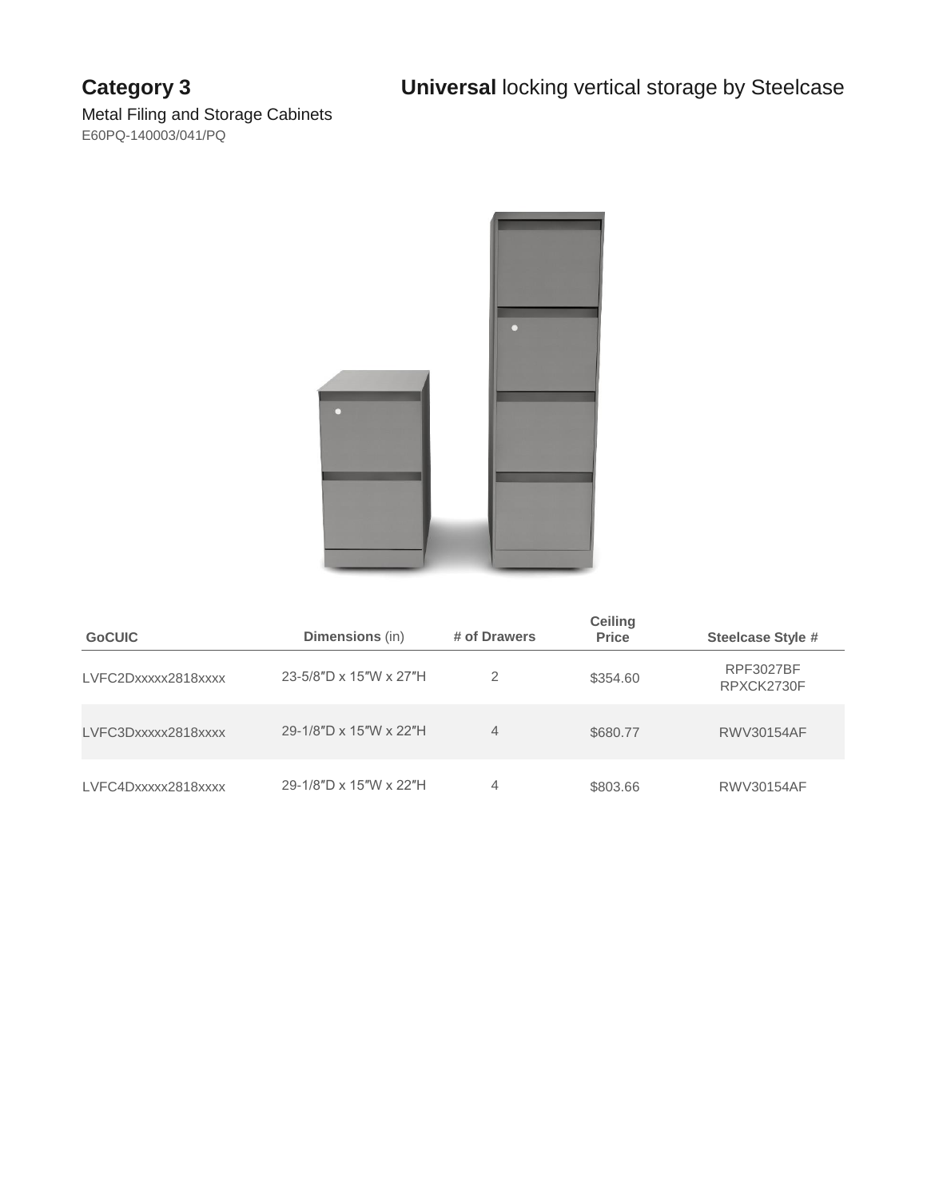**Category 3**

Metal Filing and Storage Cabinets

E60PQ-140003/041/PQ

**Universal** locking vertical storage by Steelcase

| GoCUIC | **Dimensions** (in) | # of Drawers | Ceiling Price | Steelcase Style # |
|---|---|---|---|---|
| LVFC2Dxxxxx2818xxxx | 23-5/8″D x 15″W x 27″H | 2 | $354.60 | RPF3027BF RPXCK2730F |
| LVFC3Dxxxxx2818xxxx | 29-1/8″D x 15″W x 22″H | 4 | $680.77 | RWV30154AF |
| LVFC4Dxxxxx2818xxxx | 29-1/8″D x 15″W x 22″H | 4 | $803.66 | RWV30154AF |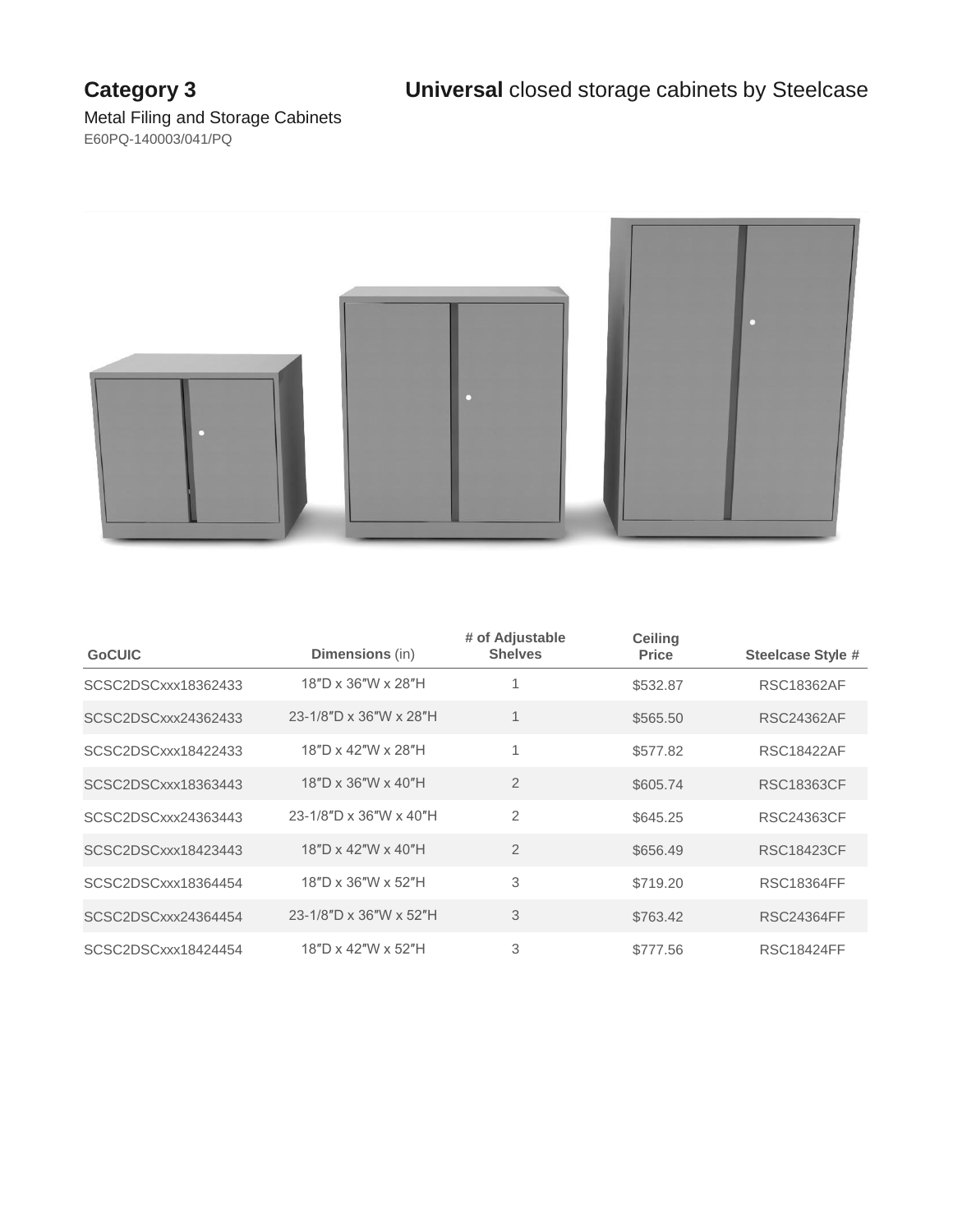**Category 3** **Universal** closed storage cabinets by Steelcase

Metal Filing and Storage Cabinets
E60PQ-140003/041/PQ

| GoCUIC | Dimensions (in) | # of Adjustable Shelves | Ceiling Price | Steelcase Style # |
|---|---|---|---|---|
| SCSC2DSCxxx18362433 | 18″D x 36″W x 28″H | 1 | $532.87 | RSC18362AF |
| SCSC2DSCxxx24362433 | 23-1/8″D x 36″W x 28″H | 1 | $565.50 | RSC24362AF |
| SCSC2DSCxxx18422433 | 18″D x 42″W x 28″H | 1 | $577.82 | RSC18422AF |
| SCSC2DSCxxx18363443 | 18″D x 36″W x 40″H | 2 | $605.74 | RSC18363CF |
| SCSC2DSCxxx24363443 | 23-1/8″D x 36″W x 40″H | 2 | $645.25 | RSC24363CF |
| SCSC2DSCxxx18423443 | 18″D x 42″W x 40″H | 2 | $656.49 | RSC18423CF |
| SCSC2DSCxxx18364454 | 18″D x 36″W x 52″H | 3 | $719.20 | RSC18364FF |
| SCSC2DSCxxx24364454 | 23-1/8″D x 36″W x 52″H | 3 | $763.42 | RSC24364FF |
| SCSC2DSCxxx18424454 | 18″D x 42″W x 52″H | 3 | $777.56 | RSC18424FF |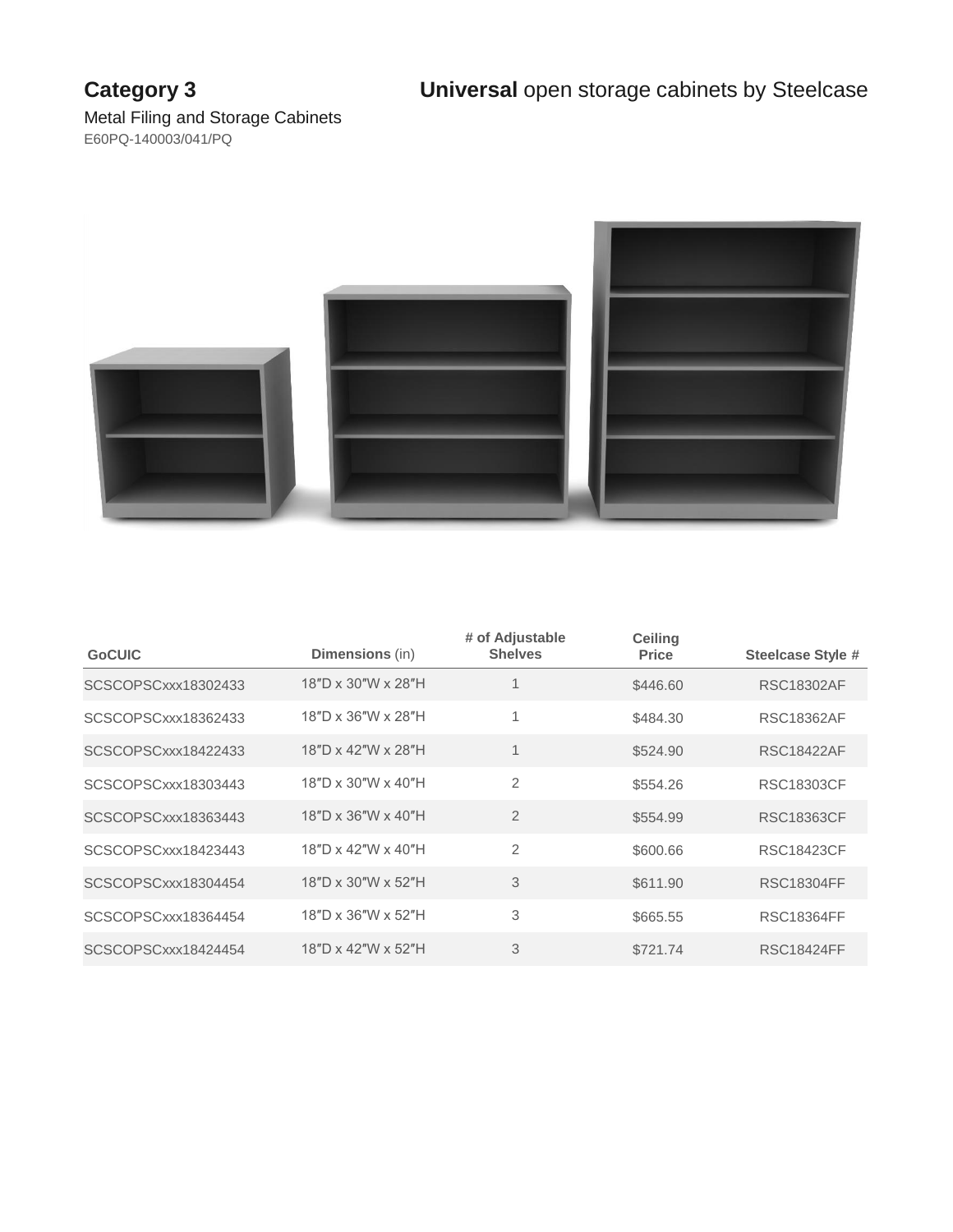**Category 3**

Metal Filing and Storage Cabinets

E60PQ-140003/041/PQ

**Universal** open storage cabinets by Steelcase

| GoCUIC | Dimensions (in) | # of Adjustable Shelves | Ceiling Price | Steelcase Style # |
|---|---|---|---|---|
| SCSCOPSCxxx18302433 | 18″D x 30″W x 28″H | 1 | $446.60 | RSC18302AF |
| SCSCOPSCxxx18362433 | 18″D x 36″W x 28″H | 1 | $484.30 | RSC18362AF |
| SCSCOPSCxxx18422433 | 18″D x 42″W x 28″H | 1 | $524.90 | RSC18422AF |
| SCSCOPSCxxx18303443 | 18″D x 30″W x 40″H | 2 | $554.26 | RSC18303CF |
| SCSCOPSCxxx18363443 | 18″D x 36″W x 40″H | 2 | $554.99 | RSC18363CF |
| SCSCOPSCxxx18423443 | 18″D x 42″W x 40″H | 2 | $600.66 | RSC18423CF |
| SCSCOPSCxxx18304454 | 18″D x 30″W x 52″H | 3 | $611.90 | RSC18304FF |
| SCSCOPSCxxx18364454 | 18″D x 36″W x 52″H | 3 | $665.55 | RSC18364FF |
| SCSCOPSCxxx18424454 | 18″D x 42″W x 52″H | 3 | $721.74 | RSC18424FF |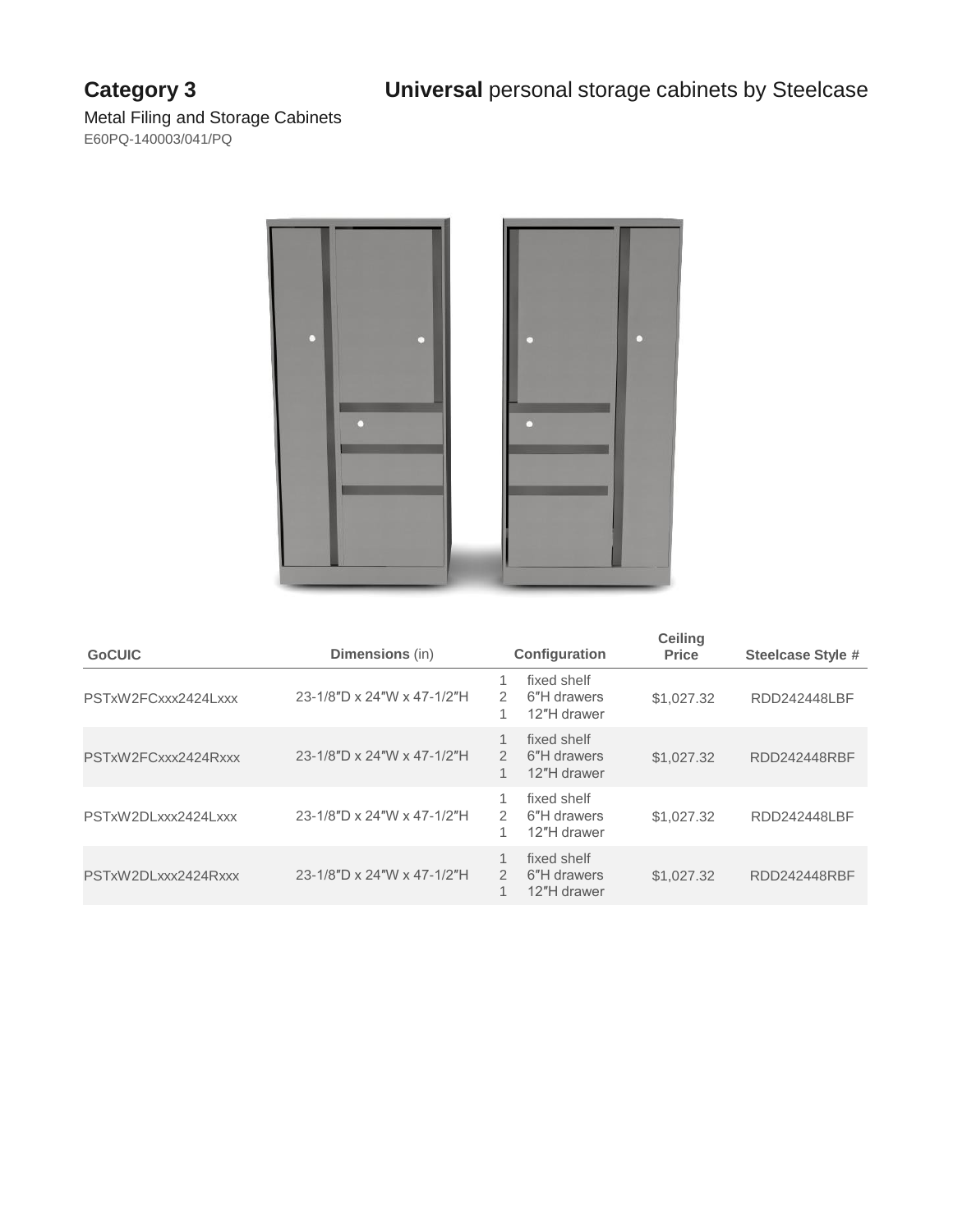**Category 3** **Universal** personal storage cabinets by Steelcase

Metal Filing and Storage Cabinets
E60PQ-140003/041/PQ

| GoCUIC | Dimensions (in) | Configuration | Ceiling Price | Steelcase Style # |
|---|---|---|---|---|
| PSTxW2FCxxx2424Lxxx | 23-1/8″D x 24″W x 47-1/2″H | 1 fixed shelf<br>2 6″H drawers<br>1 12″H drawer | $1,027.32 | RDD242448LBF |
| PSTxW2FCxxx2424Rxxx | 23-1/8″D x 24″W x 47-1/2″H | 1 fixed shelf<br>2 6″H drawers<br>1 12″H drawer | $1,027.32 | RDD242448RBF |
| PSTxW2DLxxx2424Lxxx | 23-1/8″D x 24″W x 47-1/2″H | 1 fixed shelf<br>2 6″H drawers<br>1 12″H drawer | $1,027.32 | RDD242448LBF |
| PSTxW2DLxxx2424Rxxx | 23-1/8″D x 24″W x 47-1/2″H | 1 fixed shelf<br>2 6″H drawers<br>1 12″H drawer | $1,027.32 | RDD242448RBF |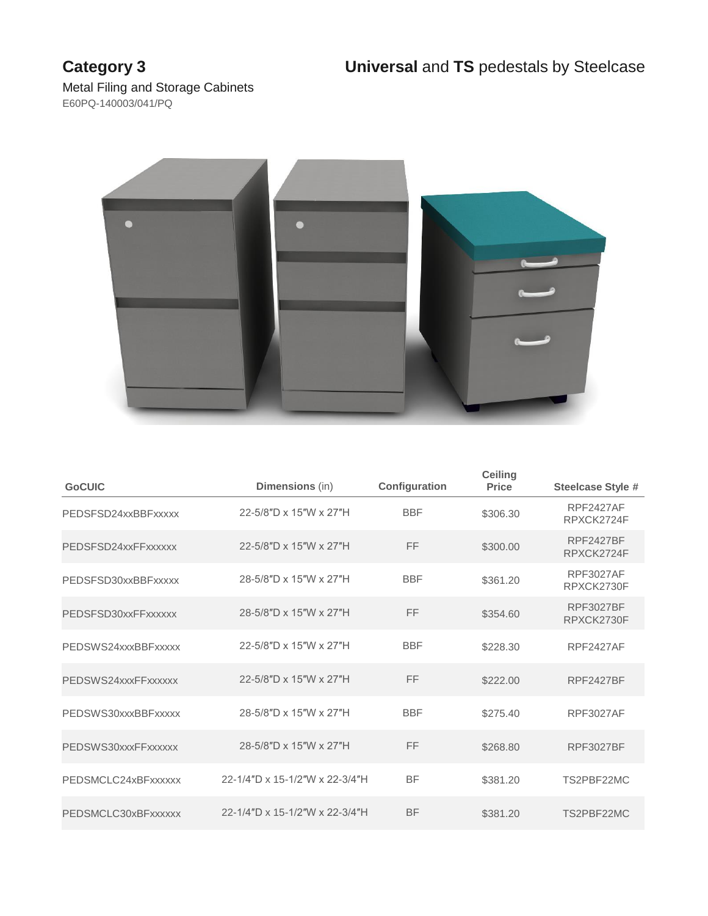**Category 3**

Metal Filing and Storage Cabinets
E60PQ-140003/041/PQ

**Universal** and **TS** pedestals by Steelcase

| GoCUIC | Dimensions (in) | Configuration | Ceiling Price | Steelcase Style # |
|---|---|---|---|---|
| PEDSFSD24xxBBFxxxxx | 22-5/8″D x 15″W x 27″H | BBF | $306.30 | RPF2427AF RPXCK2724F |
| PEDSFSD24xxFFxxxxxx | 22-5/8″D x 15″W x 27″H | FF | $300.00 | RPF2427BF RPXCK2724F |
| PEDSFSD30xxBBFxxxxx | 28-5/8″D x 15″W x 27″H | BBF | $361.20 | RPF3027AF RPXCK2730F |
| PEDSFSD30xxFFxxxxxx | 28-5/8″D x 15″W x 27″H | FF | $354.60 | RPF3027BF RPXCK2730F |
| PEDSWS24xxxBBFxxxxx | 22-5/8″D x 15″W x 27″H | BBF | $228.30 | RPF2427AF |
| PEDSWS24xxxFFxxxxxx | 22-5/8″D x 15″W x 27″H | FF | $222.00 | RPF2427BF |
| PEDSWS30xxxBBFxxxxx | 28-5/8″D x 15″W x 27″H | BBF | $275.40 | RPF3027AF |
| PEDSWS30xxxFFxxxxxx | 28-5/8″D x 15″W x 27″H | FF | $268.80 | RPF3027BF |
| PEDSMCLC24xBFxxxxxx | 22-1/4″D x 15-1/2″W x 22-3/4″H | BF | $381.20 | TS2PBF22MC |
| PEDSMCLC30xBFxxxxxx | 22-1/4″D x 15-1/2″W x 22-3/4″H | BF | $381.20 | TS2PBF22MC |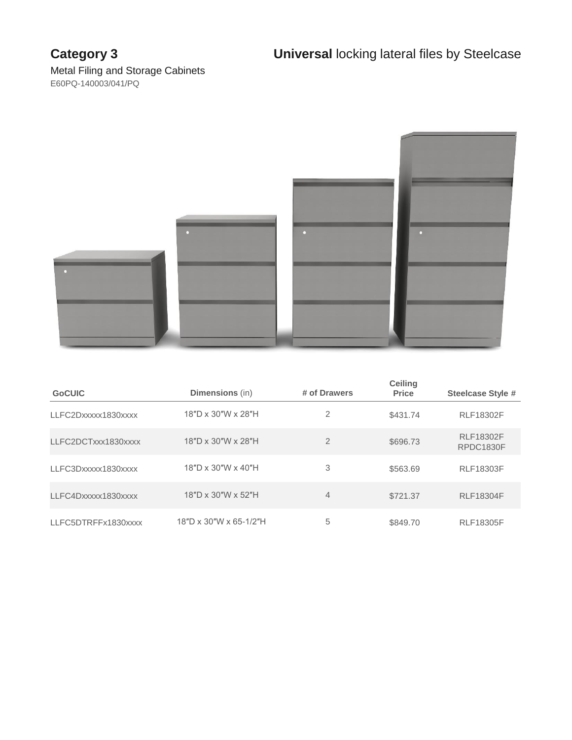**Category 3**

Metal Filing and Storage Cabinets

E60PQ-140003/041/PQ

**Universal** locking lateral files by Steelcase

| GoCUIC | Dimensions (in) | # of Drawers | Ceiling Price | Steelcase Style # |
|---|---|---|---|---|
| LLFC2Dxxxxx1830xxxx | 18″D x 30″W x 28″H | 2 | $431.74 | RLF18302F |
| LLFC2DCTxxx1830xxxx | 18″D x 30″W x 28″H | 2 | $696.73 | RLF18302F RPDC1830F |
| LLFC3Dxxxxx1830xxxx | 18″D x 30″W x 40″H | 3 | $563.69 | RLF18303F |
| LLFC4Dxxxxx1830xxxx | 18″D x 30″W x 52″H | 4 | $721.37 | RLF18304F |
| LLFC5DTRFFx1830xxxx | 18″D x 30″W x 65-1/2″H | 5 | $849.70 | RLF18305F |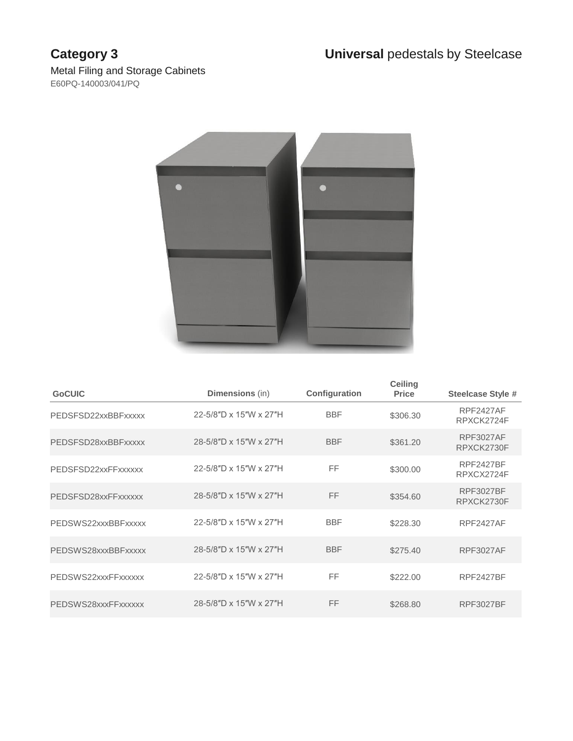**Category 3**

Metal Filing and Storage Cabinets

E60PQ-140003/041/PQ

**Universal** pedestals by Steelcase

| GoCUIC | Dimensions (in) | Configuration | Ceiling Price | Steelcase Style # |
|---|---|---|---|---|
| PEDSFSD22xxBBFxxxxx | 22-5/8″D x 15″W x 27″H | BBF | $306.30 | RPF2427AF RPXCK2724F |
| PEDSFSD28xxBBFxxxxx | 28-5/8″D x 15″W x 27″H | BBF | $361.20 | RPF3027AF RPXCK2730F |
| PEDSFSD22xxFFxxxxxx | 22-5/8″D x 15″W x 27″H | FF | $300.00 | RPF2427BF RPXCX2724F |
| PEDSFSD28xxFFxxxxxx | 28-5/8″D x 15″W x 27″H | FF | $354.60 | RPF3027BF RPXCK2730F |
| PEDSWS22xxxBBFxxxxx | 22-5/8″D x 15″W x 27″H | BBF | $228.30 | RPF2427AF |
| PEDSWS28xxxBBFxxxxx | 28-5/8″D x 15″W x 27″H | BBF | $275.40 | RPF3027AF |
| PEDSWS22xxxFFxxxxxx | 22-5/8″D x 15″W x 27″H | FF | $222.00 | RPF2427BF |
| PEDSWS28xxxFFxxxxxx | 28-5/8″D x 15″W x 27″H | FF | $268.80 | RPF3027BF |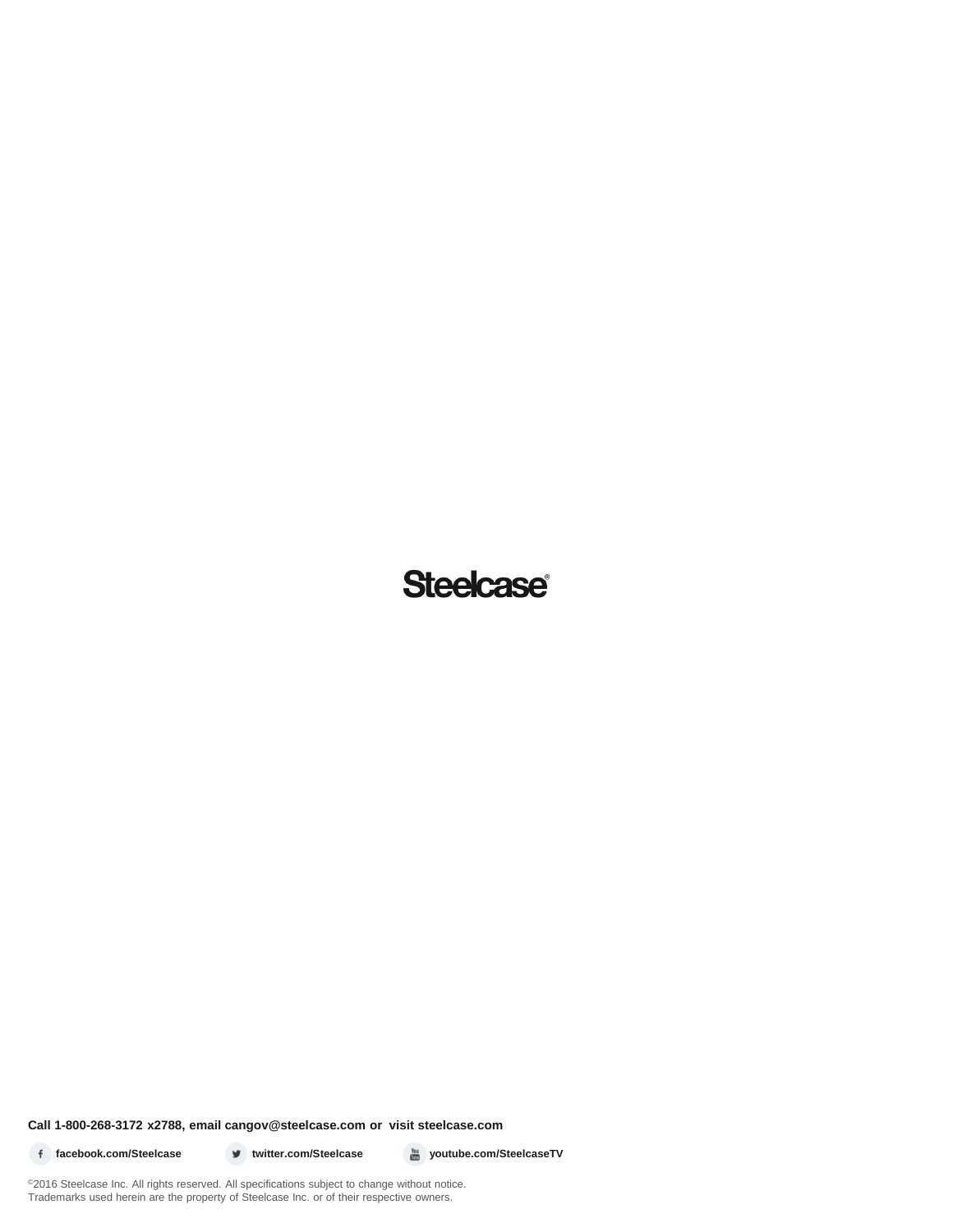Steelcase®

**Call 1-800-268-3172 x2788, email cangov@steelcase.com or visit steelcase.com**

**facebook.com/Steelcase** **twitter.com/Steelcase** **youtube.com/SteelcaseTV**

©2016 Steelcase Inc. All rights reserved. All specifications subject to change without notice.
Trademarks used herein are the property of Steelcase Inc. or of their respective owners.